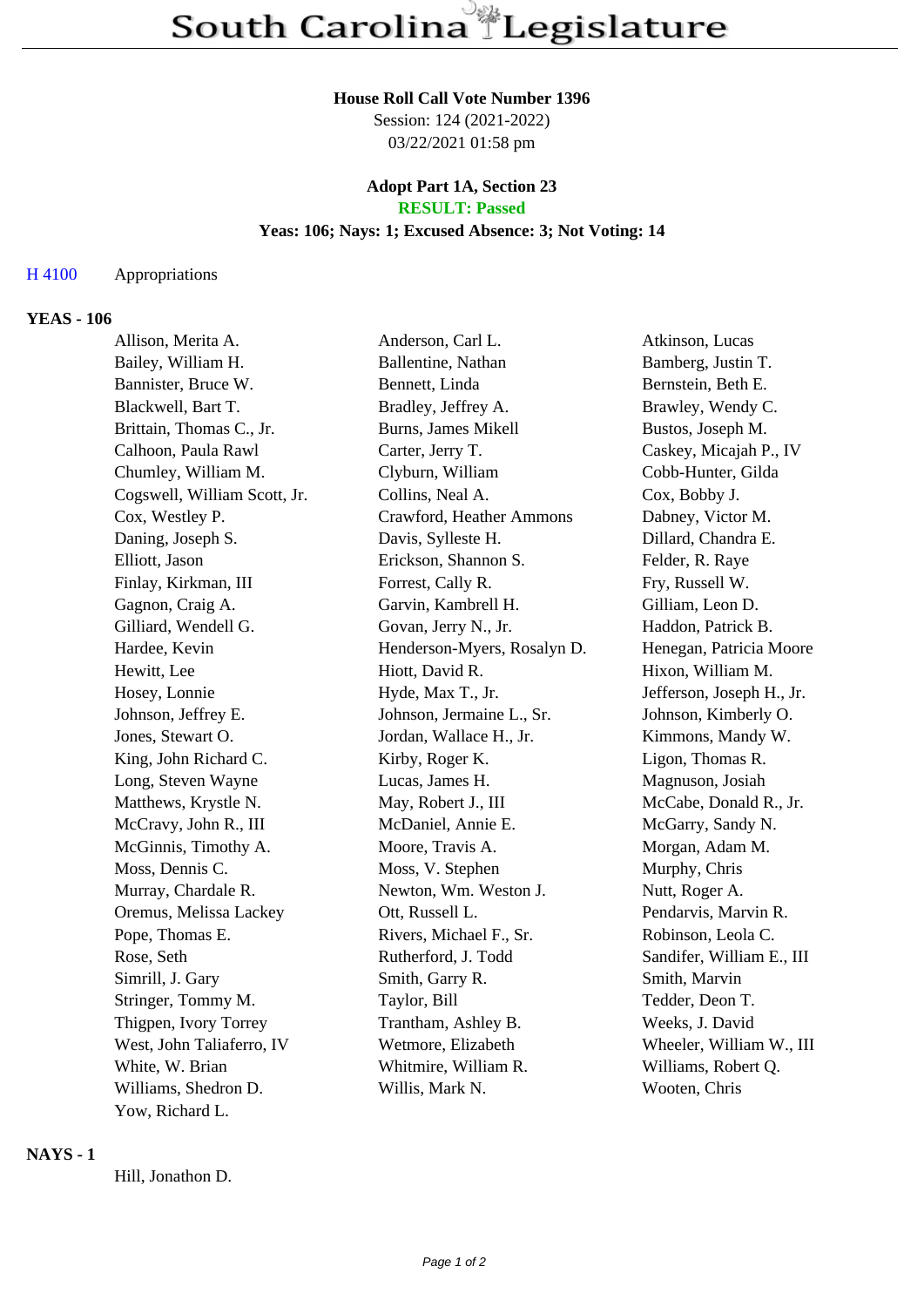# South Carolina Legislature

**House Roll Call Vote Number 1396**
Session: 124 (2021-2022)
03/22/2021 01:58 pm

**Adopt Part 1A, Section 23**
**RESULT: Passed**
**Yeas: 106; Nays: 1; Excused Absence: 3; Not Voting: 14**

H 4100 Appropriations

## YEAS - 106

| | | |
|---|---|---|
| Allison, Merita A. | Anderson, Carl L. | Atkinson, Lucas |
| Bailey, William H. | Ballentine, Nathan | Bamberg, Justin T. |
| Bannister, Bruce W. | Bennett, Linda | Bernstein, Beth E. |
| Blackwell, Bart T. | Bradley, Jeffrey A. | Brawley, Wendy C. |
| Brittain, Thomas C., Jr. | Burns, James Mikell | Bustos, Joseph M. |
| Calhoon, Paula Rawl | Carter, Jerry T. | Caskey, Micajah P., IV |
| Chumley, William M. | Clyburn, William | Cobb-Hunter, Gilda |
| Cogswell, William Scott, Jr. | Collins, Neal A. | Cox, Bobby J. |
| Cox, Westley P. | Crawford, Heather Ammons | Dabney, Victor M. |
| Daning, Joseph S. | Davis, Sylleste H. | Dillard, Chandra E. |
| Elliott, Jason | Erickson, Shannon S. | Felder, R. Raye |
| Finlay, Kirkman, III | Forrest, Cally R. | Fry, Russell W. |
| Gagnon, Craig A. | Garvin, Kambrell H. | Gilliam, Leon D. |
| Gilliard, Wendell G. | Govan, Jerry N., Jr. | Haddon, Patrick B. |
| Hardee, Kevin | Henderson-Myers, Rosalyn D. | Henegan, Patricia Moore |
| Hewitt, Lee | Hiott, David R. | Hixon, William M. |
| Hosey, Lonnie | Hyde, Max T., Jr. | Jefferson, Joseph H., Jr. |
| Johnson, Jeffrey E. | Johnson, Jermaine L., Sr. | Johnson, Kimberly O. |
| Jones, Stewart O. | Jordan, Wallace H., Jr. | Kimmons, Mandy W. |
| King, John Richard C. | Kirby, Roger K. | Ligon, Thomas R. |
| Long, Steven Wayne | Lucas, James H. | Magnuson, Josiah |
| Matthews, Krystle N. | May, Robert J., III | McCabe, Donald R., Jr. |
| McCravy, John R., III | McDaniel, Annie E. | McGarry, Sandy N. |
| McGinnis, Timothy A. | Moore, Travis A. | Morgan, Adam M. |
| Moss, Dennis C. | Moss, V. Stephen | Murphy, Chris |
| Murray, Chardale R. | Newton, Wm. Weston J. | Nutt, Roger A. |
| Oremus, Melissa Lackey | Ott, Russell L. | Pendarvis, Marvin R. |
| Pope, Thomas E. | Rivers, Michael F., Sr. | Robinson, Leola C. |
| Rose, Seth | Rutherford, J. Todd | Sandifer, William E., III |
| Simrill, J. Gary | Smith, Garry R. | Smith, Marvin |
| Stringer, Tommy M. | Taylor, Bill | Tedder, Deon T. |
| Thigpen, Ivory Torrey | Trantham, Ashley B. | Weeks, J. David |
| West, John Taliaferro, IV | Wetmore, Elizabeth | Wheeler, William W., III |
| White, W. Brian | Whitmire, William R. | Williams, Robert Q. |
| Williams, Shedron D. | Willis, Mark N. | Wooten, Chris |
| Yow, Richard L. | | |

## NAYS - 1

Hill, Jonathon D.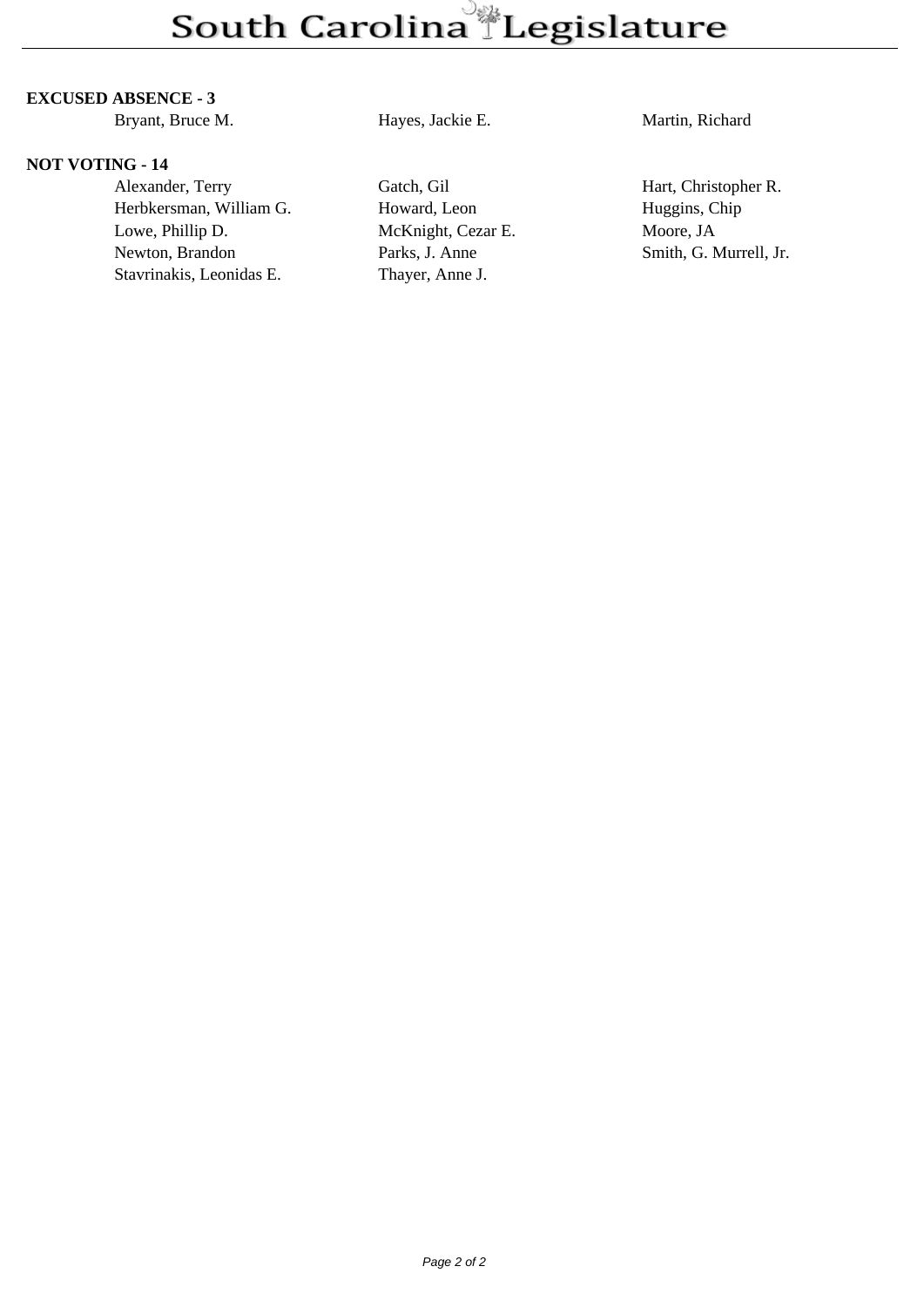**EXCUSED ABSENCE - 3**

| | | |
|---|---|---|
| Bryant, Bruce M. | Hayes, Jackie E. | Martin, Richard |

**NOT VOTING - 14**

| | | |
|---|---|---|
| Alexander, Terry | Gatch, Gil | Hart, Christopher R. |
| Herbkersman, William G. | Howard, Leon | Huggins, Chip |
| Lowe, Phillip D. | McKnight, Cezar E. | Moore, JA |
| Newton, Brandon | Parks, J. Anne | Smith, G. Murrell, Jr. |
| Stavrinakis, Leonidas E. | Thayer, Anne J. | |